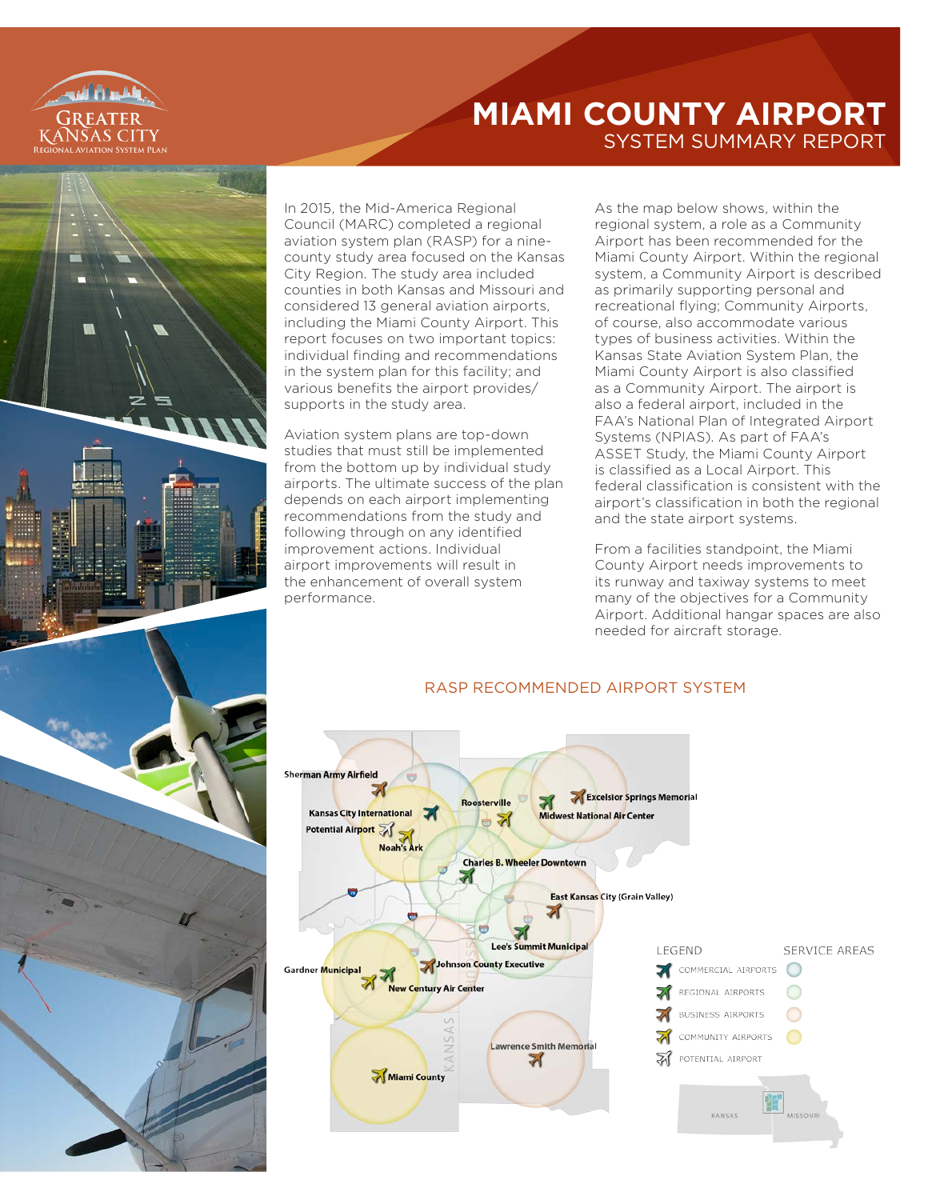# MIAMI COUNTY AIRPORT

## SYSTEM SUMMARY REPORT

In 2015, the Mid-America Regional Council (MARC) completed a regional aviation system plan (RASP) for a nine-county study area focused on the Kansas City Region. The study area included counties in both Kansas and Missouri and considered 13 general aviation airports, including the Miami County Airport. This report focuses on two important topics: individual finding and recommendations in the system plan for this facility; and various benefits the airport provides/supports in the study area.

Aviation system plans are top-down studies that must still be implemented from the bottom up by individual study airports. The ultimate success of the plan depends on each airport implementing recommendations from the study and following through on any identified improvement actions. Individual airport improvements will result in the enhancement of overall system performance.

As the map below shows, within the regional system, a role as a Community Airport has been recommended for the Miami County Airport. Within the regional system, a Community Airport is described as primarily supporting personal and recreational flying; Community Airports, of course, also accommodate various types of business activities. Within the Kansas State Aviation System Plan, the Miami County Airport is also classified as a Community Airport. The airport is also a federal airport, included in the FAA's National Plan of Integrated Airport Systems (NPIAS). As part of FAA's ASSET Study, the Miami County Airport is classified as a Local Airport. This federal classification is consistent with the airport's classification in both the regional and the state airport systems.

From a facilities standpoint, the Miami County Airport needs improvements to its runway and taxiway systems to meet many of the objectives for a Community Airport. Additional hangar spaces are also needed for aircraft storage.

### RASP RECOMMENDED AIRPORT SYSTEM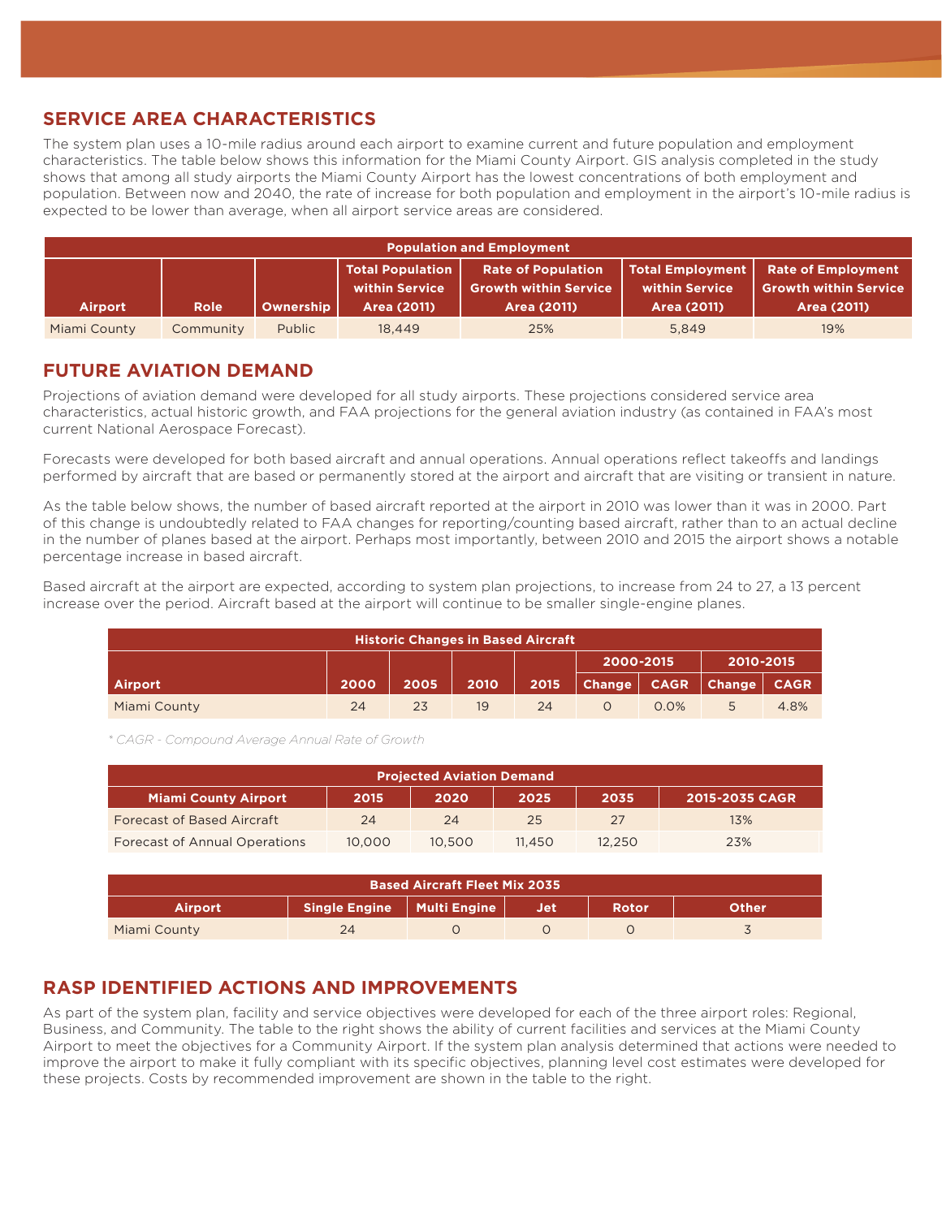## SERVICE AREA CHARACTERISTICS

The system plan uses a 10-mile radius around each airport to examine current and future population and employment characteristics. The table below shows this information for the Miami County Airport. GIS analysis completed in the study shows that among all study airports the Miami County Airport has the lowest concentrations of both employment and population. Between now and 2040, the rate of increase for both population and employment in the airport's 10-mile radius is expected to be lower than average, when all airport service areas are considered.

| Population and Employment | | | | | | |
|---|---|---|---|---|---|---|
| Airport | Role | Ownership | Total Population within Service Area (2011) | Rate of Population Growth within Service Area (2011) | Total Employment within Service Area (2011) | Rate of Employment Growth within Service Area (2011) |
| Miami County | Community | Public | 18,449 | 25% | 5,849 | 19% |

## FUTURE AVIATION DEMAND

Projections of aviation demand were developed for all study airports. These projections considered service area characteristics, actual historic growth, and FAA projections for the general aviation industry (as contained in FAA's most current National Aerospace Forecast).

Forecasts were developed for both based aircraft and annual operations. Annual operations reflect takeoffs and landings performed by aircraft that are based or permanently stored at the airport and aircraft that are visiting or transient in nature.

As the table below shows, the number of based aircraft reported at the airport in 2010 was lower than it was in 2000. Part of this change is undoubtedly related to FAA changes for reporting/counting based aircraft, rather than to an actual decline in the number of planes based at the airport. Perhaps most importantly, between 2010 and 2015 the airport shows a notable percentage increase in based aircraft.

Based aircraft at the airport are expected, according to system plan projections, to increase from 24 to 27, a 13 percent increase over the period. Aircraft based at the airport will continue to be smaller single-engine planes.

| Historic Changes in Based Aircraft | | | | | | | | |
|---|---|---|---|---|---|---|---|---|
| | | | | | 2000-2015 | | 2010-2015 | |
| Airport | 2000 | 2005 | 2010 | 2015 | Change | CAGR | Change | CAGR |
| Miami County | 24 | 23 | 19 | 24 | 0 | 0.0% | 5 | 4.8% |

*\* CAGR - Compound Average Annual Rate of Growth*

| Projected Aviation Demand | | | | | |
|---|---|---|---|---|---|
| Miami County Airport | 2015 | 2020 | 2025 | 2035 | 2015-2035 CAGR |
| Forecast of Based Aircraft | 24 | 24 | 25 | 27 | 13% |
| Forecast of Annual Operations | 10,000 | 10,500 | 11,450 | 12,250 | 23% |

| Based Aircraft Fleet Mix 2035 | | | | | |
|---|---|---|---|---|---|
| Airport | Single Engine | Multi Engine | Jet | Rotor | Other |
| Miami County | 24 | 0 | 0 | 0 | 3 |

## RASP IDENTIFIED ACTIONS AND IMPROVEMENTS

As part of the system plan, facility and service objectives were developed for each of the three airport roles: Regional, Business, and Community. The table to the right shows the ability of current facilities and services at the Miami County Airport to meet the objectives for a Community Airport. If the system plan analysis determined that actions were needed to improve the airport to make it fully compliant with its specific objectives, planning level cost estimates were developed for these projects. Costs by recommended improvement are shown in the table to the right.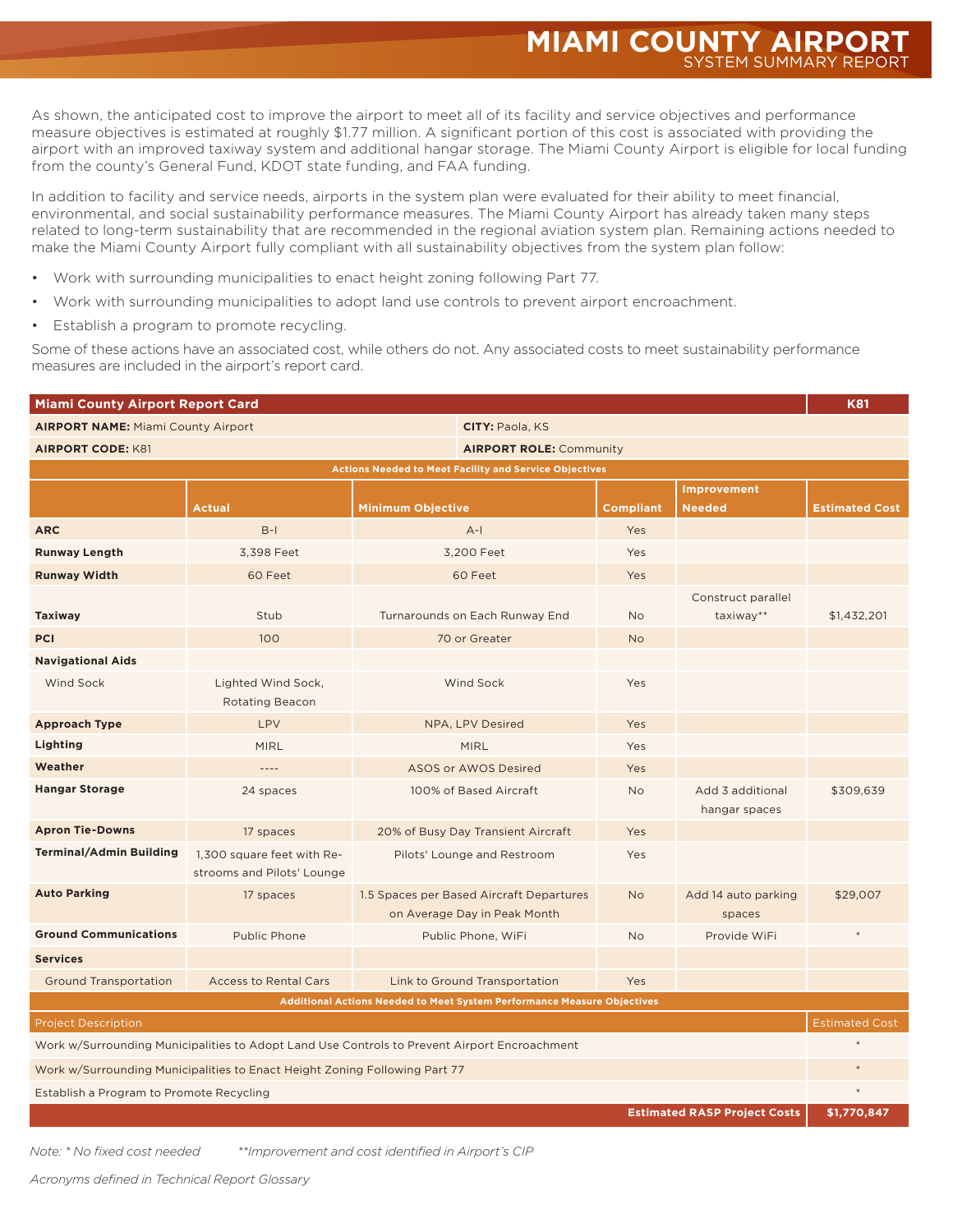# MIAMI COUNTY AIRPORT
SYSTEM SUMMARY REPORT

As shown, the anticipated cost to improve the airport to meet all of its facility and service objectives and performance measure objectives is estimated at roughly $1.77 million. A significant portion of this cost is associated with providing the airport with an improved taxiway system and additional hangar storage. The Miami County Airport is eligible for local funding from the county's General Fund, KDOT state funding, and FAA funding.

In addition to facility and service needs, airports in the system plan were evaluated for their ability to meet financial, environmental, and social sustainability performance measures. The Miami County Airport has already taken many steps related to long-term sustainability that are recommended in the regional aviation system plan. Remaining actions needed to make the Miami County Airport fully compliant with all sustainability objectives from the system plan follow:

- Work with surrounding municipalities to enact height zoning following Part 77.
- Work with surrounding municipalities to adopt land use controls to prevent airport encroachment.
- Establish a program to promote recycling.

Some of these actions have an associated cost, while others do not. Any associated costs to meet sustainability performance measures are included in the airport's report card.

| Miami County Airport Report Card | | | | | K81 |
|---|---|---|---|---|---|
| **AIRPORT NAME:** Miami County Airport | | **CITY:** Paola, KS | | | |
| **AIRPORT CODE:** K81 | | **AIRPORT ROLE:** Community | | | |
| **Actions Needed to Meet Facility and Service Objectives** | | | | | |
| | **Actual** | **Minimum Objective** | **Compliant** | **Improvement Needed** | **Estimated Cost** |
| **ARC** | B-I | A-I | Yes | | |
| **Runway Length** | 3,398 Feet | 3,200 Feet | Yes | | |
| **Runway Width** | 60 Feet | 60 Feet | Yes | | |
| **Taxiway** | Stub | Turnarounds on Each Runway End | No | Construct parallel taxiway** | $1,432,201 |
| **PCI** | 100 | 70 or Greater | No | | |
| **Navigational Aids** | | | | | |
| Wind Sock | Lighted Wind Sock, Rotating Beacon | Wind Sock | Yes | | |
| **Approach Type** | LPV | NPA, LPV Desired | Yes | | |
| **Lighting** | MIRL | MIRL | Yes | | |
| **Weather** | ---- | ASOS or AWOS Desired | Yes | | |
| **Hangar Storage** | 24 spaces | 100% of Based Aircraft | No | Add 3 additional hangar spaces | $309,639 |
| **Apron Tie-Downs** | 17 spaces | 20% of Busy Day Transient Aircraft | Yes | | |
| **Terminal/Admin Building** | 1,300 square feet with Re-strooms and Pilots' Lounge | Pilots' Lounge and Restroom | Yes | | |
| **Auto Parking** | 17 spaces | 1.5 Spaces per Based Aircraft Departures on Average Day in Peak Month | No | Add 14 auto parking spaces | $29,007 |
| **Ground Communications** | Public Phone | Public Phone, WiFi | No | Provide WiFi | * |
| **Services** | | | | | |
| Ground Transportation | Access to Rental Cars | Link to Ground Transportation | Yes | | |
| **Additional Actions Needed to Meet System Performance Measure Objectives** | | | | | |
| Project Description | | | | | Estimated Cost |
| Work w/Surrounding Municipalities to Adopt Land Use Controls to Prevent Airport Encroachment | | | | | * |
| Work w/Surrounding Municipalities to Enact Height Zoning Following Part 77 | | | | | * |
| Establish a Program to Promote Recycling | | | | | * |
| | | | | **Estimated RASP Project Costs** | **$1,770,847** |

*Note: * No fixed cost needed* *\*\*Improvement and cost identified in Airport's CIP*

*Acronyms defined in Technical Report Glossary*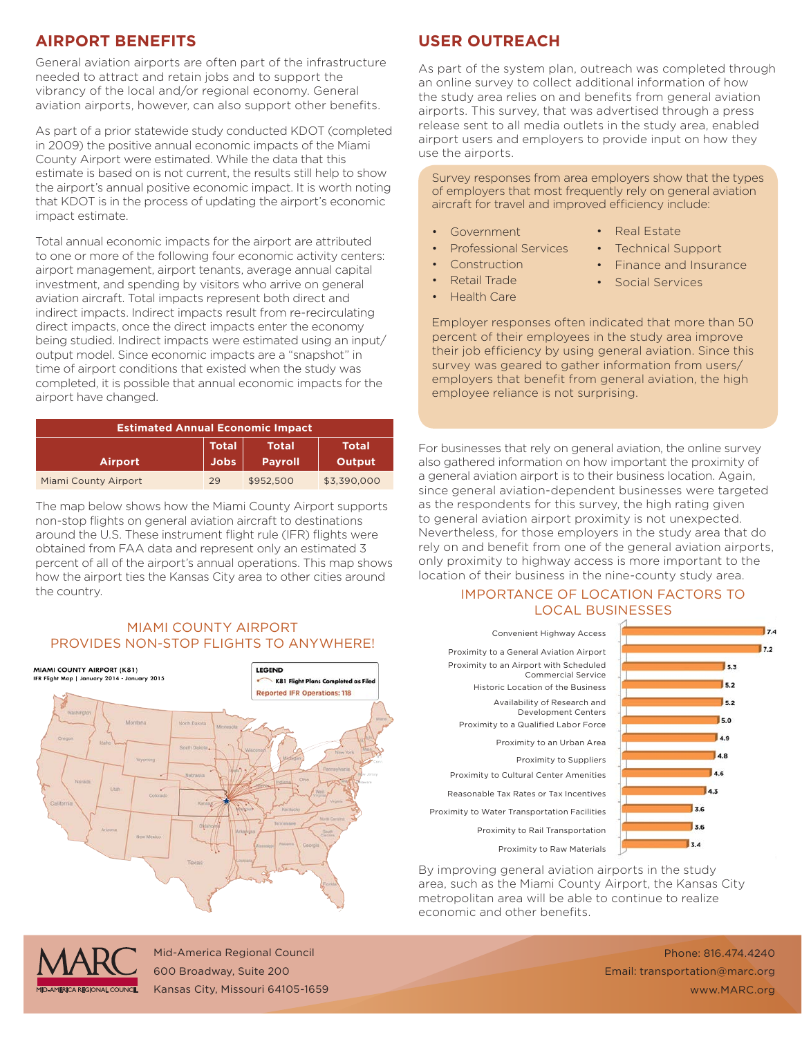## AIRPORT BENEFITS

General aviation airports are often part of the infrastructure needed to attract and retain jobs and to support the vibrancy of the local and/or regional economy. General aviation airports, however, can also support other benefits.

As part of a prior statewide study conducted KDOT (completed in 2009) the positive annual economic impacts of the Miami County Airport were estimated. While the data that this estimate is based on is not current, the results still help to show the airport's annual positive economic impact. It is worth noting that KDOT is in the process of updating the airport's economic impact estimate.

Total annual economic impacts for the airport are attributed to one or more of the following four economic activity centers: airport management, airport tenants, average annual capital investment, and spending by visitors who arrive on general aviation aircraft. Total impacts represent both direct and indirect impacts. Indirect impacts result from re-recirculating direct impacts, once the direct impacts enter the economy being studied. Indirect impacts were estimated using an input/output model. Since economic impacts are a "snapshot" in time of airport conditions that existed when the study was completed, it is possible that annual economic impacts for the airport have changed.

**Estimated Annual Economic Impact**

| Airport | Total Jobs | Total Payroll | Total Output |
|---|---|---|---|
| Miami County Airport | 29 | $952,500 | $3,390,000 |

The map below shows how the Miami County Airport supports non-stop flights on general aviation aircraft to destinations around the U.S. These instrument flight rule (IFR) flights were obtained from FAA data and represent only an estimated 3 percent of all of the airport's annual operations. This map shows how the airport ties the Kansas City area to other cities around the country.

### MIAMI COUNTY AIRPORT PROVIDES NON-STOP FLIGHTS TO ANYWHERE!

MIAMI COUNTY AIRPORT (K81)
IFR Flight Map | January 2014 - January 2015

LEGEND
K81 Flight Plans Completed as Filed
Reported IFR Operations: 118

## USER OUTREACH

As part of the system plan, outreach was completed through an online survey to collect additional information of how the study area relies on and benefits from general aviation airports. This survey, that was advertised through a press release sent to all media outlets in the study area, enabled airport users and employers to provide input on how they use the airports.

Survey responses from area employers show that the types of employers that most frequently rely on general aviation aircraft for travel and improved efficiency include:

- Government
- Professional Services
- Construction
- Retail Trade
- Health Care
- Real Estate
- Technical Support
- Finance and Insurance
- Social Services

Employer responses often indicated that more than 50 percent of their employees in the study area improve their job efficiency by using general aviation. Since this survey was geared to gather information from users/employers that benefit from general aviation, the high employee reliance is not surprising.

For businesses that rely on general aviation, the online survey also gathered information on how important the proximity of a general aviation airport is to their business location. Again, since general aviation-dependent businesses were targeted as the respondents for this survey, the high rating given to general aviation airport proximity is not unexpected. Nevertheless, for those employers in the study area that do rely on and benefit from one of the general aviation airports, only proximity to highway access is more important to the location of their business in the nine-county study area.

### IMPORTANCE OF LOCATION FACTORS TO LOCAL BUSINESSES

Convenient Highway Access 7.4
Proximity to a General Aviation Airport 7.2
Proximity to an Airport with Scheduled Commercial Service 5.3
Historic Location of the Business 5.2
Availability of Research and Development Centers 5.2
Proximity to a Qualified Labor Force 5.0
Proximity to an Urban Area 4.9
Proximity to Suppliers 4.8
Proximity to Cultural Center Amenities 4.6
Reasonable Tax Rates or Tax Incentives 4.3
Proximity to Water Transportation Facilities 3.6
Proximity to Rail Transportation 3.6
Proximity to Raw Materials 3.4

By improving general aviation airports in the study area, such as the Miami County Airport, the Kansas City metropolitan area will be able to continue to realize economic and other benefits.

MARC
MID-AMERICA REGIONAL COUNCIL

Mid-America Regional Council
600 Broadway, Suite 200
Kansas City, Missouri 64105-1659

Phone: 816.474.4240
Email: transportation@marc.org
www.MARC.org